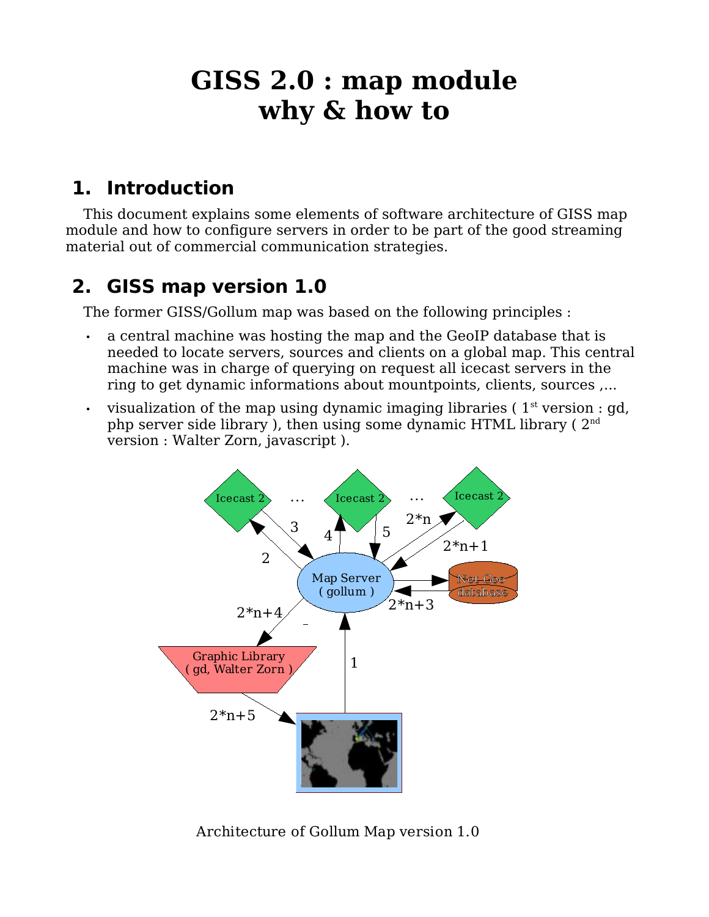# GISS 2.0 : map module
# why & how to

## 1. Introduction

This document explains some elements of software architecture of GISS map module and how to configure servers in order to be part of the good streaming material out of commercial communication strategies.

## 2. GISS map version 1.0

The former GISS/Gollum map was based on the following principles :

- a central machine was hosting the map and the GeoIP database that is needed to locate servers, sources and clients on a global map. This central machine was in charge of querying on request all icecast servers in the ring to get dynamic informations about mountpoints, clients, sources ,...
- visualization of the map using dynamic imaging libraries ( 1st version : gd, php server side library ), then using some dynamic HTML library ( 2nd version : Walter Zorn, javascript ).

Architecture of Gollum Map version 1.0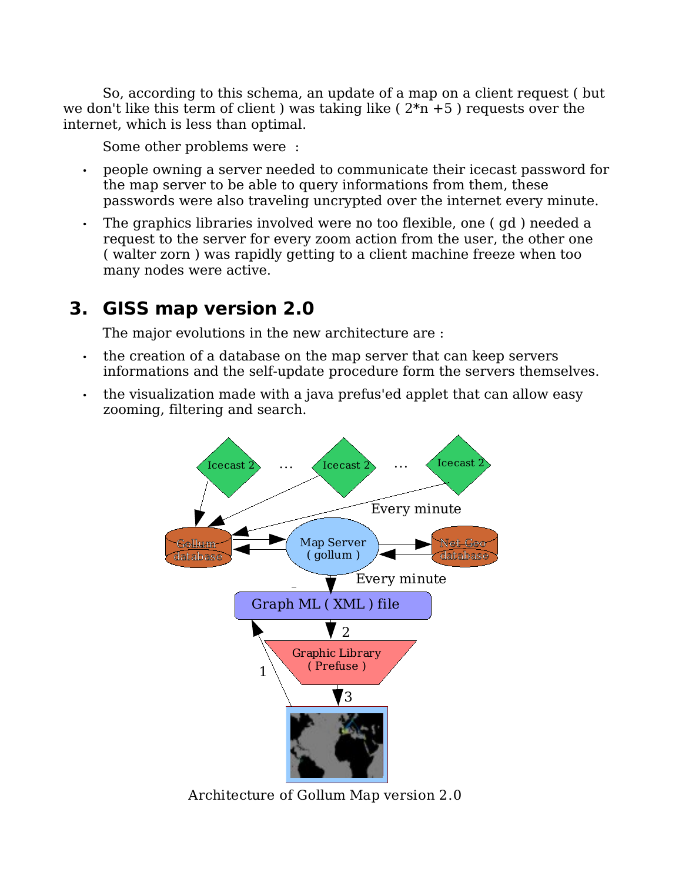So, according to this schema, an update of a map on a client request ( but we don't like this term of client ) was taking like ( 2*n +5 ) requests over the internet, which is less than optimal.

Some other problems were :

- people owning a server needed to communicate their icecast password for the map server to be able to query informations from them, these passwords were also traveling uncrypted over the internet every minute.
- The graphics libraries involved were no too flexible, one ( gd ) needed a request to the server for every zoom action from the user, the other one ( walter zorn ) was rapidly getting to a client machine freeze when too many nodes were active.

## 3. GISS map version 2.0

The major evolutions in the new architecture are :

- the creation of a database on the map server that can keep servers informations and the self-update procedure form the servers themselves.
- the visualization made with a java prefus'ed applet that can allow easy zooming, filtering and search.

Architecture of Gollum Map version 2.0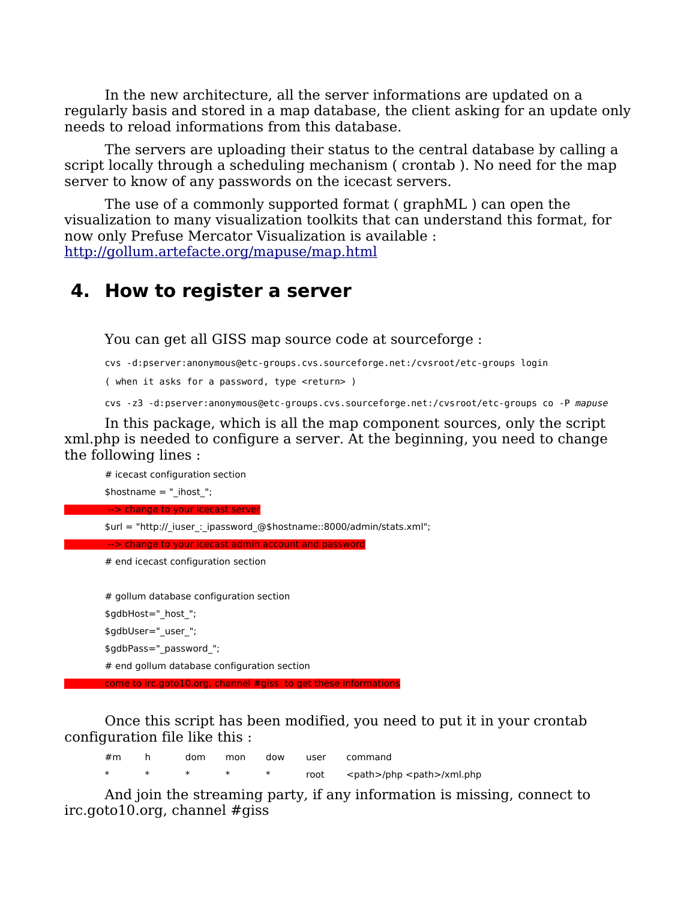In the new architecture, all the server informations are updated on a regularly basis and stored in a map database, the client asking for an update only needs to reload informations from this database.

The servers are uploading their status to the central database by calling a script locally through a scheduling mechanism ( crontab ). No need for the map server to know of any passwords on the icecast servers.

The use of a commonly supported format ( graphML ) can open the visualization to many visualization toolkits that can understand this format, for now only Prefuse Mercator Visualization is available : http://gollum.artefacte.org/mapuse/map.html

## 4. How to register a server

You can get all GISS map source code at sourceforge :

```
cvs -d:pserver:anonymous@etc-groups.cvs.sourceforge.net:/cvsroot/etc-groups login
( when it asks for a password, type <return> )
cvs -z3 -d:pserver:anonymous@etc-groups.cvs.sourceforge.net:/cvsroot/etc-groups co -P mapuse
```

In this package, which is all the map component sources, only the script xml.php is needed to configure a server. At the beginning, you need to change the following lines :

```
# icecast configuration section
$hostname = "_ihost_";
--> change to your icecast server
$url = "http://_iuser_:_ipassword_@$hostname::8000/admin/stats.xml";
--> change to your icecast admin account and password
# end icecast configuration section

# gollum database configuration section
$gdbHost="_host_";
$gdbUser="_user_";
$gdbPass="_password_";
# end gollum database configuration section
come to irc.goto10.org, channel #giss to get these informations
```

Once this script has been modified, you need to put it in your crontab configuration file like this :

```
#m  h   dom  mon  dow  user  command
*   *   *    *    *    root  <path>/php <path>/xml.php
```

And join the streaming party, if any information is missing, connect to irc.goto10.org, channel #giss